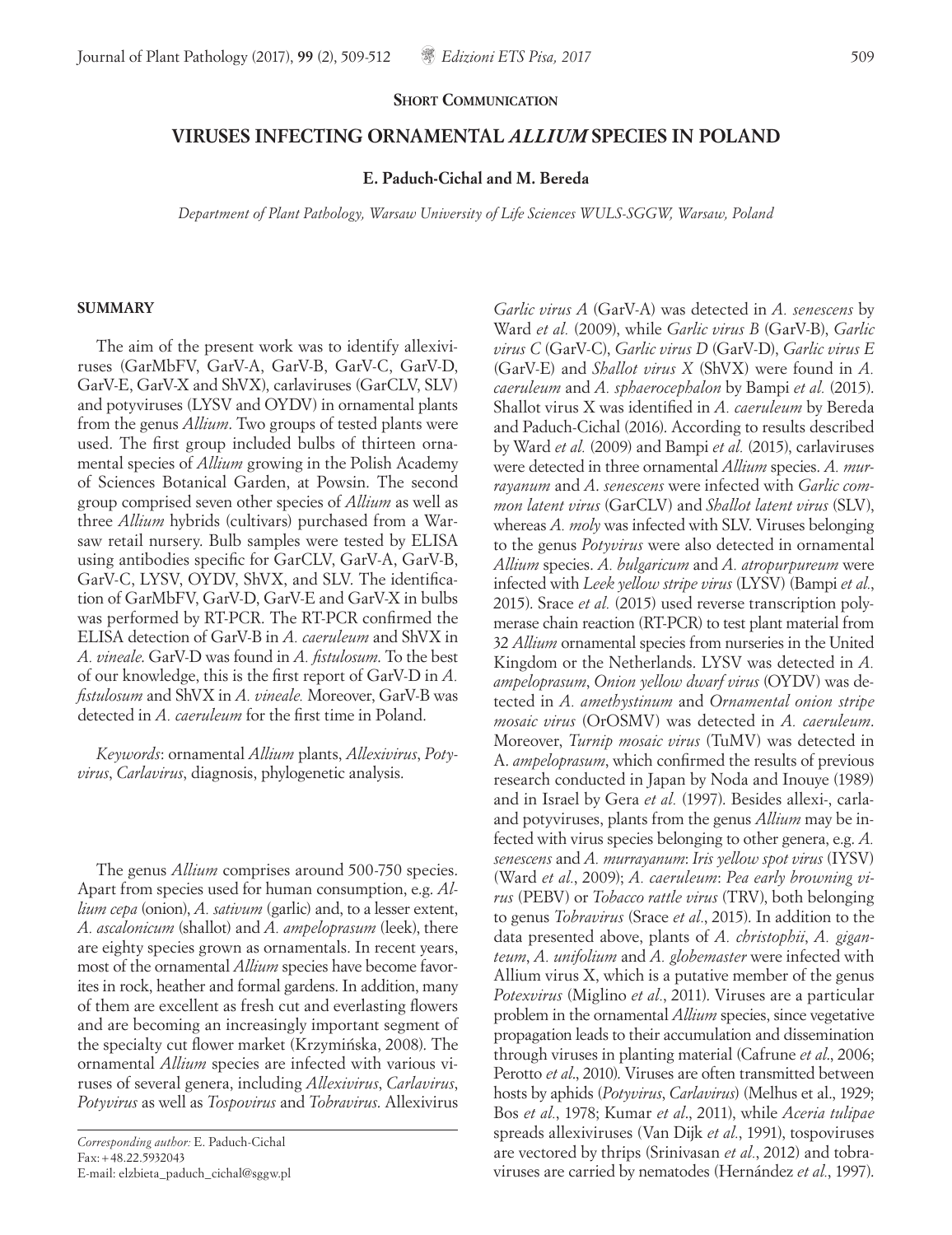**Short Communication**

# VIRUSES INFECTING ORNAMENTAL *ALLIUM* SPECIES IN POLAND

**E. Paduch-Cichal and M. Bereda**

*Department of Plant Pathology, Warsaw University of Life Sciences WULS-SGGW, Warsaw, Poland*

## SUMMARY

The aim of the present work was to identify allexiviruses (GarMbFV, GarV-A, GarV-B, GarV-C, GarV-D, GarV-E, GarV-X and ShVX), carlaviruses (GarCLV, SLV) and potyviruses (LYSV and OYDV) in ornamental plants from the genus *Allium*. Two groups of tested plants were used. The first group included bulbs of thirteen ornamental species of *Allium* growing in the Polish Academy of Sciences Botanical Garden, at Powsin. The second group comprised seven other species of *Allium* as well as three *Allium* hybrids (cultivars) purchased from a Warsaw retail nursery. Bulb samples were tested by ELISA using antibodies specific for GarCLV, GarV-A, GarV-B, GarV-C, LYSV, OYDV, ShVX, and SLV. The identification of GarMbFV, GarV-D, GarV-E and GarV-X in bulbs was performed by RT-PCR. The RT-PCR confirmed the ELISA detection of GarV-B in *A. caeruleum* and ShVX in *A. vineale*. GarV-D was found in *A. fistulosum*. To the best of our knowledge, this is the first report of GarV-D in *A. fistulosum* and ShVX in *A. vineale.* Moreover, GarV-B was detected in *A. caeruleum* for the first time in Poland.

*Keywords*: ornamental *Allium* plants, *Allexivirus*, *Potyvirus*, *Carlavirus*, diagnosis, phylogenetic analysis.

The genus *Allium* comprises around 500-750 species. Apart from species used for human consumption, e.g. *Allium cepa* (onion), *A. sativum* (garlic) and, to a lesser extent, *A. ascalonicum* (shallot) and *A. ampeloprasum* (leek), there are eighty species grown as ornamentals. In recent years, most of the ornamental *Allium* species have become favorites in rock, heather and formal gardens. In addition, many of them are excellent as fresh cut and everlasting flowers and are becoming an increasingly important segment of the specialty cut flower market (Krzymińska, 2008). The ornamental *Allium* species are infected with various viruses of several genera, including *Allexivirus*, *Carlavirus*, *Potyvirus* as well as *Tospovirus* and *Tobravirus*. Allexivirus *Garlic virus A* (GarV-A) was detected in *A. senescens* by Ward *et al.* (2009), while *Garlic virus B* (GarV-B), *Garlic virus C* (GarV-C), *Garlic virus D* (GarV-D), *Garlic virus E* (GarV-E) and *Shallot virus X* (ShVX) were found in *A. caeruleum* and *A. sphaerocephalon* by Bampi *et al.* (2015). Shallot virus X was identified in *A. caeruleum* by Bereda and Paduch-Cichal (2016). According to results described by Ward *et al.* (2009) and Bampi *et al.* (2015), carlaviruses were detected in three ornamental *Allium* species. *A. murrayanum* and *A. senescens* were infected with *Garlic common latent virus* (GarCLV) and *Shallot latent virus* (SLV), whereas *A. moly* was infected with SLV. Viruses belonging to the genus *Potyvirus* were also detected in ornamental *Allium* species. *A. bulgaricum* and *A. atropurpureum* were infected with *Leek yellow stripe virus* (LYSV) (Bampi *et al.*, 2015). Srace *et al.* (2015) used reverse transcription polymerase chain reaction (RT-PCR) to test plant material from 32 *Allium* ornamental species from nurseries in the United Kingdom or the Netherlands. LYSV was detected in *A. ampeloprasum*, *Onion yellow dwarf virus* (OYDV) was detected in *A. amethystinum* and *Ornamental onion stripe mosaic virus* (OrOSMV) was detected in *A. caeruleum*. Moreover, *Turnip mosaic virus* (TuMV) was detected in A. *ampeloprasum*, which confirmed the results of previous research conducted in Japan by Noda and Inouye (1989) and in Israel by Gera *et al.* (1997). Besides allexi-, carla- and potyviruses, plants from the genus *Allium* may be infected with virus species belonging to other genera, e.g. *A. senescens* and *A. murrayanum*: *Iris yellow spot virus* (IYSV) (Ward *et al.*, 2009); *A. caeruleum*: *Pea early browning virus* (PEBV) or *Tobacco rattle virus* (TRV), both belonging to genus *Tobravirus* (Srace *et al.*, 2015). In addition to the data presented above, plants of *A. christophii*, *A. giganteum*, *A. unifolium* and *A. globemaster* were infected with Allium virus X, which is a putative member of the genus *Potexvirus* (Miglino *et al.*, 2011). Viruses are a particular problem in the ornamental *Allium* species, since vegetative propagation leads to their accumulation and dissemination through viruses in planting material (Cafrune *et al.*, 2006; Perotto *et al.*, 2010). Viruses are often transmitted between hosts by aphids (*Potyvirus*, *Carlavirus*) (Melhus et al., 1929; Bos *et al.*, 1978; Kumar *et al.*, 2011), while *Aceria tulipae* spreads allexiviruses (Van Dijk *et al.*, 1991), tospoviruses are vectored by thrips (Srinivasan *et al.*, 2012) and tobraviruses are carried by nematodes (Hernández *et al.*, 1997).

*Corresponding author:* E. Paduch-Cichal
Fax: +48.22.5932043
E-mail: elzbieta_paduch_cichal@sggw.pl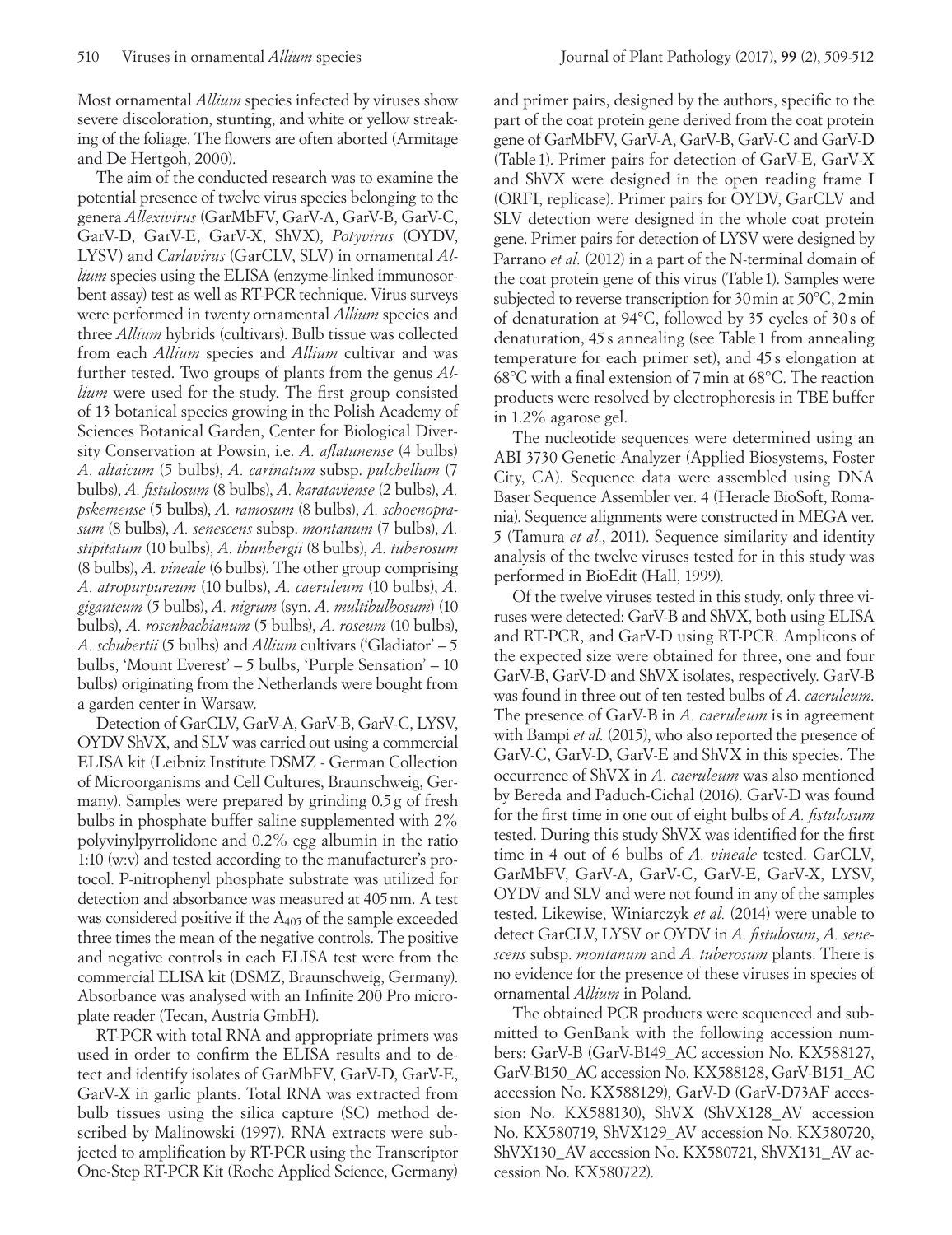Most ornamental *Allium* species infected by viruses show severe discoloration, stunting, and white or yellow streaking of the foliage. The flowers are often aborted (Armitage and De Hertgoh, 2000).

The aim of the conducted research was to examine the potential presence of twelve virus species belonging to the genera *Allexivirus* (GarMbFV, GarV-A, GarV-B, GarV-C, GarV-D, GarV-E, GarV-X, ShVX), *Potyvirus* (OYDV, LYSV) and *Carlavirus* (GarCLV, SLV) in ornamental *Allium* species using the ELISA (enzyme-linked immunosorbent assay) test as well as RT-PCR technique. Virus surveys were performed in twenty ornamental *Allium* species and three *Allium* hybrids (cultivars). Bulb tissue was collected from each *Allium* species and *Allium* cultivar and was further tested. Two groups of plants from the genus *Allium* were used for the study. The first group consisted of 13 botanical species growing in the Polish Academy of Sciences Botanical Garden, Center for Biological Diversity Conservation at Powsin, i.e. *A. aflatunense* (4 bulbs) *A. altaicum* (5 bulbs), *A. carinatum* subsp. *pulchellum* (7 bulbs), *A. fistulosum* (8 bulbs), *A. karataviense* (2 bulbs), *A. pskemense* (5 bulbs), *A. ramosum* (8 bulbs), *A. schoenoprasum* (8 bulbs), *A. senescens* subsp. *montanum* (7 bulbs), *A. stipitatum* (10 bulbs), *A. thunbergii* (8 bulbs), *A. tuberosum* (8 bulbs), *A. vineale* (6 bulbs). The other group comprising *A. atropurpureum* (10 bulbs), *A. caeruleum* (10 bulbs), *A. giganteum* (5 bulbs), *A. nigrum* (syn. *A. multibulbosum*) (10 bulbs), *A. rosenbachianum* (5 bulbs), *A. roseum* (10 bulbs), *A. schubertii* (5 bulbs) and *Allium* cultivars ('Gladiator' – 5 bulbs, 'Mount Everest' – 5 bulbs, 'Purple Sensation' – 10 bulbs) originating from the Netherlands were bought from a garden center in Warsaw.

Detection of GarCLV, GarV-A, GarV-B, GarV-C, LYSV, OYDV ShVX, and SLV was carried out using a commercial ELISA kit (Leibniz Institute DSMZ - German Collection of Microorganisms and Cell Cultures, Braunschweig, Germany). Samples were prepared by grinding 0.5 g of fresh bulbs in phosphate buffer saline supplemented with 2% polyvinylpyrrolidone and 0.2% egg albumin in the ratio 1:10 (w:v) and tested according to the manufacturer's protocol. P-nitrophenyl phosphate substrate was utilized for detection and absorbance was measured at 405 nm. A test was considered positive if the $A_{405}$ of the sample exceeded three times the mean of the negative controls. The positive and negative controls in each ELISA test were from the commercial ELISA kit (DSMZ, Braunschweig, Germany). Absorbance was analysed with an Infinite 200 Pro microplate reader (Tecan, Austria GmbH).

RT-PCR with total RNA and appropriate primers was used in order to confirm the ELISA results and to detect and identify isolates of GarMbFV, GarV-D, GarV-E, GarV-X in garlic plants. Total RNA was extracted from bulb tissues using the silica capture (SC) method described by Malinowski (1997). RNA extracts were subjected to amplification by RT-PCR using the Transcriptor One-Step RT-PCR Kit (Roche Applied Science, Germany) and primer pairs, designed by the authors, specific to the part of the coat protein gene derived from the coat protein gene of GarMbFV, GarV-A, GarV-B, GarV-C and GarV-D (Table 1). Primer pairs for detection of GarV-E, GarV-X and ShVX were designed in the open reading frame I (ORFI, replicase). Primer pairs for OYDV, GarCLV and SLV detection were designed in the whole coat protein gene. Primer pairs for detection of LYSV were designed by Parrano *et al.* (2012) in a part of the N-terminal domain of the coat protein gene of this virus (Table 1). Samples were subjected to reverse transcription for 30 min at 50°C, 2 min of denaturation at 94°C, followed by 35 cycles of 30 s of denaturation, 45 s annealing (see Table 1 from annealing temperature for each primer set), and 45 s elongation at 68°C with a final extension of 7 min at 68°C. The reaction products were resolved by electrophoresis in TBE buffer in 1.2% agarose gel.

The nucleotide sequences were determined using an ABI 3730 Genetic Analyzer (Applied Biosystems, Foster City, CA). Sequence data were assembled using DNA Baser Sequence Assembler ver. 4 (Heracle BioSoft, Romania). Sequence alignments were constructed in MEGA ver. 5 (Tamura *et al.*, 2011). Sequence similarity and identity analysis of the twelve viruses tested for in this study was performed in BioEdit (Hall, 1999).

Of the twelve viruses tested in this study, only three viruses were detected: GarV-B and ShVX, both using ELISA and RT-PCR, and GarV-D using RT-PCR. Amplicons of the expected size were obtained for three, one and four GarV-B, GarV-D and ShVX isolates, respectively. GarV-B was found in three out of ten tested bulbs of *A. caeruleum*. The presence of GarV-B in *A. caeruleum* is in agreement with Bampi *et al.* (2015), who also reported the presence of GarV-C, GarV-D, GarV-E and ShVX in this species. The occurrence of ShVX in *A. caeruleum* was also mentioned by Bereda and Paduch-Cichal (2016). GarV-D was found for the first time in one out of eight bulbs of *A. fistulosum* tested. During this study ShVX was identified for the first time in 4 out of 6 bulbs of *A. vineale* tested. GarCLV, GarMbFV, GarV-A, GarV-C, GarV-E, GarV-X, LYSV, OYDV and SLV and were not found in any of the samples tested. Likewise, Winiarczyk *et al.* (2014) were unable to detect GarCLV, LYSV or OYDV in *A. fistulosum*, *A. senescens* subsp. *montanum* and *A. tuberosum* plants. There is no evidence for the presence of these viruses in species of ornamental *Allium* in Poland.

The obtained PCR products were sequenced and submitted to GenBank with the following accession numbers: GarV-B (GarV-B149_AC accession No. KX588127, GarV-B150_AC accession No. KX588128, GarV-B151_AC accession No. KX588129), GarV-D (GarV-D73AF accession No. KX588130), ShVX (ShVX128_AV accession No. KX580719, ShVX129_AV accession No. KX580720, ShVX130_AV accession No. KX580721, ShVX131_AV accession No. KX580722).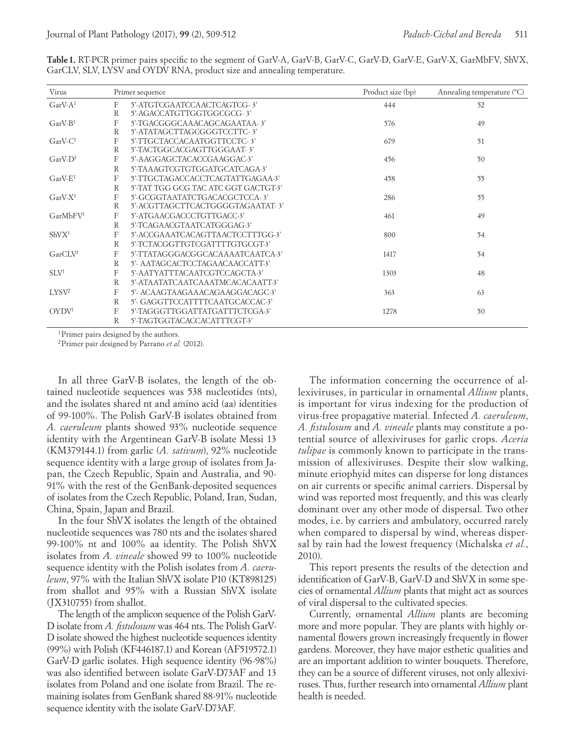**Table 1.** RT-PCR primer pairs specific to the segment of GarV-A, GarV-B, GarV-C, GarV-D, GarV-E, GarV-X, GarMbFV, ShVX, GarCLV, SLV, LYSV and OYDV RNA, product size and annealing temperature.

| Virus | | Primer sequence | Product size (bp) | Annealing temperature (°C) |
|---|---|---|---|---|
| GarV-A[1] | F | 5'-ATGTCGAATCCAACTCAGTCG- 3' | 444 | 52 |
| | R | 5'-AGACCATGTTGGTGGCGCG- 3' | | |
| GarV-B[1] | F | 5'-TGACGGGCAAACAGCAGAATAA- 3' | 576 | 49 |
| | R | 5'-ATATAGCTTAGCGGGTCCTTC- 3' | | |
| GarV-C[1] | F | 5'-TTGCTACCACAATGGTTCCTC- 3' | 679 | 51 |
| | R | 5'-TACTGGCACGAGTTGGGAAT- 3' | | |
| GarV-D[1] | F | 5'-AAGGAGCTACACCGAAGGAC-3' | 456 | 50 |
| | R | 5'-TAAAGTCGTGTGGATGCATCAGA-3' | | |
| GarV-E[1] | F | 5'-TTGCTAGACCACCTCAGTATTGAGAA-3' | 458 | 55 |
| | R | 5'-TAT TGG GCG TAC ATC GGT GACTGT-3' | | |
| GarV-X[1] | F | 5'-GCGGTAATATCTGACACGCTCCA- 3' | 286 | 55 |
| | R | 5'-ACGTTAGCTTCACTGGGGTAGAATAT- 3' | | |
| GarMbFV[1] | F | 5'-ATGAACGACCCTGTTGACC-3' | 461 | 49 |
| | R | 5'-TCAGAACGTAATCATGGGAG-3' | | |
| ShVX[1] | F | 5'-ACCGAAATCACAGTTAACTCCTTTGG-3' | 800 | 54 |
| | R | 5'-TCTACGGTTGTCGATTTTGTGCGT-3' | | |
| GarCLV[1] | F | 5'-TTATAGGGACGGCACAAAATCAATCA-3' | 1417 | 54 |
| | R | 5'- AATAGCACTCCTAGAACAACCATT-3' | | |
| SLV[1] | F | 5'-AATYATTTACAATCGTCCAGCTA-3' | 1303 | 48 |
| | R | 5'-ATAATATCAATCAAATMCACACAATT-3' | | |
| LYSV[2] | F | 5'- ACAAGTAAGAAACAGAAGGACAGC-3' | 363 | 63 |
| | R | 5'- GAGGTTCCATTTTCAATGCACCAC-3' | | |
| OYDV[1] | F | 5'-TAGGGTTGGATTATGATTTCTCGA-3' | 1278 | 50 |
| | R | 5'-TAGTGGTACACCACATTTCGT-3' | | |

[1]Primer pairs designed by the authors.
[2]Primer pair designed by Parrano *et al.* (2012).

In all three GarV-B isolates, the length of the obtained nucleotide sequences was 538 nucleotides (nts), and the isolates shared nt and amino acid (aa) identities of 99-100%. The Polish GarV-B isolates obtained from *A. caeruleum* plants showed 93% nucleotide sequence identity with the Argentinean GarV-B isolate Messi 13 (KM379144.1) from garlic (*A. sativum*), 92% nucleotide sequence identity with a large group of isolates from Japan, the Czech Republic, Spain and Australia, and 90-91% with the rest of the GenBank-deposited sequences of isolates from the Czech Republic, Poland, Iran, Sudan, China, Spain, Japan and Brazil.

In the four ShVX isolates the length of the obtained nucleotide sequences was 780 nts and the isolates shared 99-100% nt and 100% aa identity. The Polish ShVX isolates from *A. vineale* showed 99 to 100% nucleotide sequence identity with the Polish isolates from *A. caeruleum*, 97% with the Italian ShVX isolate P10 (KT898125) from shallot and 95% with a Russian ShVX isolate (JX310755) from shallot.

The length of the amplicon sequence of the Polish GarV-D isolate from *A. fistulosum* was 464 nts. The Polish GarV-D isolate showed the highest nucleotide sequences identity (99%) with Polish (KF446187.1) and Korean (AF519572.1) GarV-D garlic isolates. High sequence identity (96-98%) was also identified between isolate GarV-D73AF and 13 isolates from Poland and one isolate from Brazil. The remaining isolates from GenBank shared 88-91% nucleotide sequence identity with the isolate GarV-D73AF.

The information concerning the occurrence of allexiviruses, in particular in ornamental *Allium* plants, is important for virus indexing for the production of virus-free propagative material. Infected *A. caeruleum*, *A. fistulosum* and *A. vineale* plants may constitute a potential source of allexiviruses for garlic crops. *Aceria tulipae* is commonly known to participate in the transmission of allexiviruses. Despite their slow walking, minute eriophyid mites can disperse for long distances on air currents or specific animal carriers. Dispersal by wind was reported most frequently, and this was clearly dominant over any other mode of dispersal. Two other modes, i.e. by carriers and ambulatory, occurred rarely when compared to dispersal by wind, whereas dispersal by rain had the lowest frequency (Michalska *et al.*, 2010).

This report presents the results of the detection and identification of GarV-B, GarV-D and ShVX in some species of ornamental *Allium* plants that might act as sources of viral dispersal to the cultivated species.

Currently, ornamental *Allium* plants are becoming more and more popular. They are plants with highly ornamental flowers grown increasingly frequently in flower gardens. Moreover, they have major esthetic qualities and are an important addition to winter bouquets. Therefore, they can be a source of different viruses, not only allexiviruses. Thus, further research into ornamental *Allium* plant health is needed.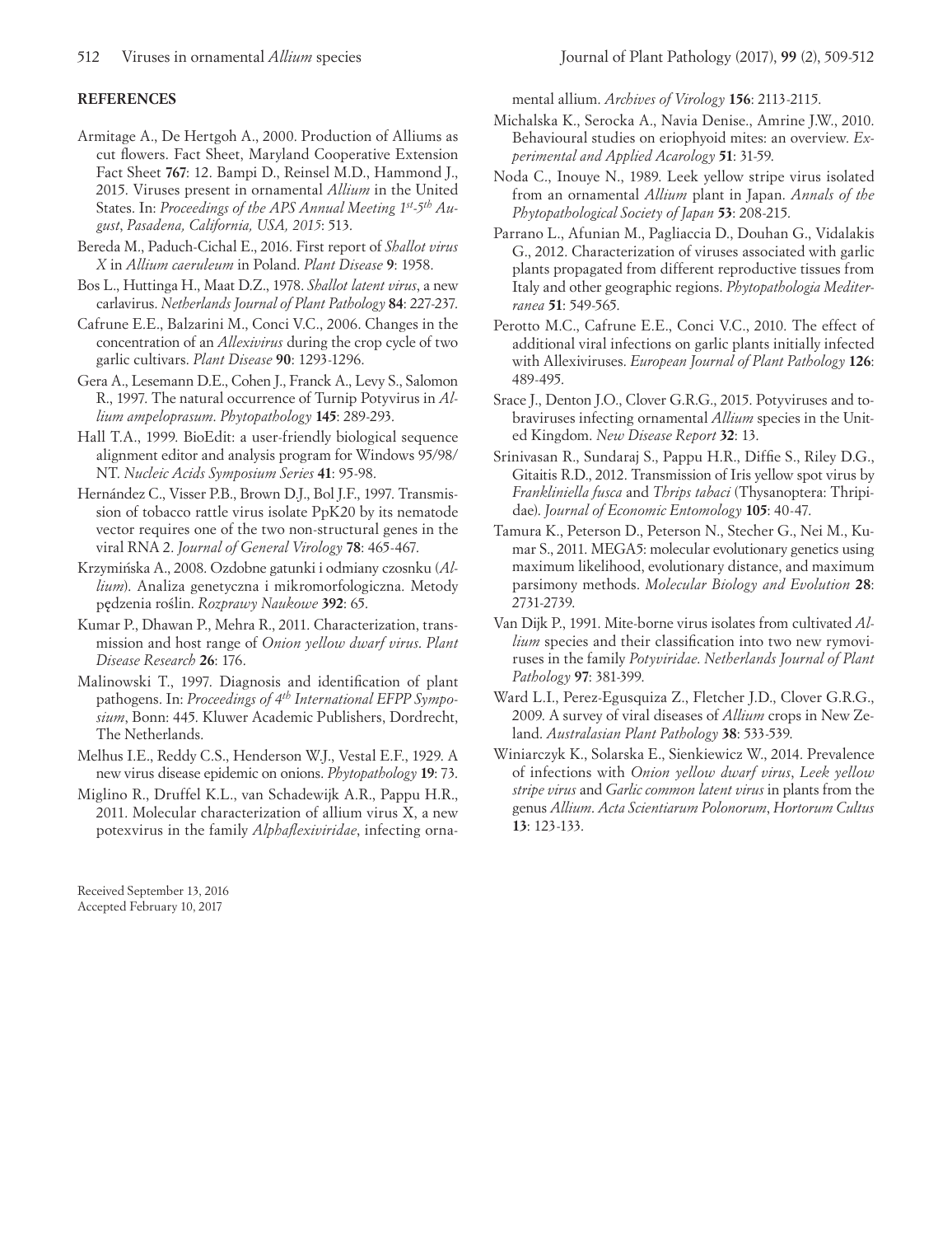## REFERENCES

Armitage A., De Hertgoh A., 2000. Production of Alliums as cut flowers. Fact Sheet, Maryland Cooperative Extension Fact Sheet **767**: 12. Bampi D., Reinsel M.D., Hammond J., 2015. Viruses present in ornamental *Allium* in the United States. In: *Proceedings of the APS Annual Meeting 1st-5th August, Pasadena, California, USA, 2015*: 513.

Bereda M., Paduch-Cichal E., 2016. First report of *Shallot virus X* in *Allium caeruleum* in Poland. *Plant Disease* **9**: 1958.

Bos L., Huttinga H., Maat D.Z., 1978. *Shallot latent virus*, a new carlavirus. *Netherlands Journal of Plant Pathology* **84**: 227-237.

Cafrune E.E., Balzarini M., Conci V.C., 2006. Changes in the concentration of an *Allexivirus* during the crop cycle of two garlic cultivars. *Plant Disease* **90**: 1293-1296.

Gera A., Lesemann D.E., Cohen J., Franck A., Levy S., Salomon R., 1997. The natural occurrence of Turnip Potyvirus in *Allium ampeloprasum*. *Phytopathology* **145**: 289-293.

Hall T.A., 1999. BioEdit: a user-friendly biological sequence alignment editor and analysis program for Windows 95/98/NT. *Nucleic Acids Symposium Series* **41**: 95-98.

Hernández C., Visser P.B., Brown D.J., Bol J.F., 1997. Transmission of tobacco rattle virus isolate PpK20 by its nematode vector requires one of the two non-structural genes in the viral RNA 2. *Journal of General Virology* **78**: 465-467.

Krzymińska A., 2008. Ozdobne gatunki i odmiany czosnku (*Allium*). Analiza genetyczna i mikromorfologiczna. Metody pędzenia roślin. *Rozprawy Naukowe* **392**: 65.

Kumar P., Dhawan P., Mehra R., 2011. Characterization, transmission and host range of *Onion yellow dwarf virus*. *Plant Disease Research* **26**: 176.

Malinowski T., 1997. Diagnosis and identification of plant pathogens. In: *Proceedings of 4th International EFPP Symposium*, Bonn: 445. Kluwer Academic Publishers, Dordrecht, The Netherlands.

Melhus I.E., Reddy C.S., Henderson W.J., Vestal E.F., 1929. A new virus disease epidemic on onions. *Phytopathology* **19**: 73.

Miglino R., Druffel K.L., van Schadewijk A.R., Pappu H.R., 2011. Molecular characterization of allium virus X, a new potexvirus in the family *Alphaflexiviridae*, infecting ornamental allium. *Archives of Virology* **156**: 2113-2115.

Michalska K., Serocka A., Navia Denise., Amrine J.W., 2010. Behavioural studies on eriophyoid mites: an overview. *Experimental and Applied Acarology* **51**: 31-59.

Noda C., Inouye N., 1989. Leek yellow stripe virus isolated from an ornamental *Allium* plant in Japan. *Annals of the Phytopathological Society of Japan* **53**: 208-215.

Parrano L., Afunian M., Pagliaccia D., Douhan G., Vidalakis G., 2012. Characterization of viruses associated with garlic plants propagated from different reproductive tissues from Italy and other geographic regions. *Phytopathologia Mediterranea* **51**: 549-565.

Perotto M.C., Cafrune E.E., Conci V.C., 2010. The effect of additional viral infections on garlic plants initially infected with Allexiviruses. *European Journal of Plant Pathology* **126**: 489-495.

Srace J., Denton J.O., Clover G.R.G., 2015. Potyviruses and tobraviruses infecting ornamental *Allium* species in the United Kingdom. *New Disease Report* **32**: 13.

Srinivasan R., Sundaraj S., Pappu H.R., Diffie S., Riley D.G., Gitaitis R.D., 2012. Transmission of Iris yellow spot virus by *Frankliniella fusca* and *Thrips tabaci* (Thysanoptera: Thripidae). *Journal of Economic Entomology* **105**: 40-47.

Tamura K., Peterson D., Peterson N., Stecher G., Nei M., Kumar S., 2011. MEGA5: molecular evolutionary genetics using maximum likelihood, evolutionary distance, and maximum parsimony methods. *Molecular Biology and Evolution* **28**: 2731-2739.

Van Dijk P., 1991. Mite-borne virus isolates from cultivated *Allium* species and their classification into two new rymoviruses in the family *Potyviridae*. *Netherlands Journal of Plant Pathology* **97**: 381-399.

Ward L.I., Perez-Egusquiza Z., Fletcher J.D., Clover G.R.G., 2009. A survey of viral diseases of *Allium* crops in New Zeland. *Australasian Plant Pathology* **38**: 533-539.

Winiarczyk K., Solarska E., Sienkiewicz W., 2014. Prevalence of infections with *Onion yellow dwarf virus*, *Leek yellow stripe virus* and *Garlic common latent virus* in plants from the genus *Allium*. *Acta Scientiarum Polonorum*, *Hortorum Cultus* **13**: 123-133.

Received September 13, 2016
Accepted February 10, 2017